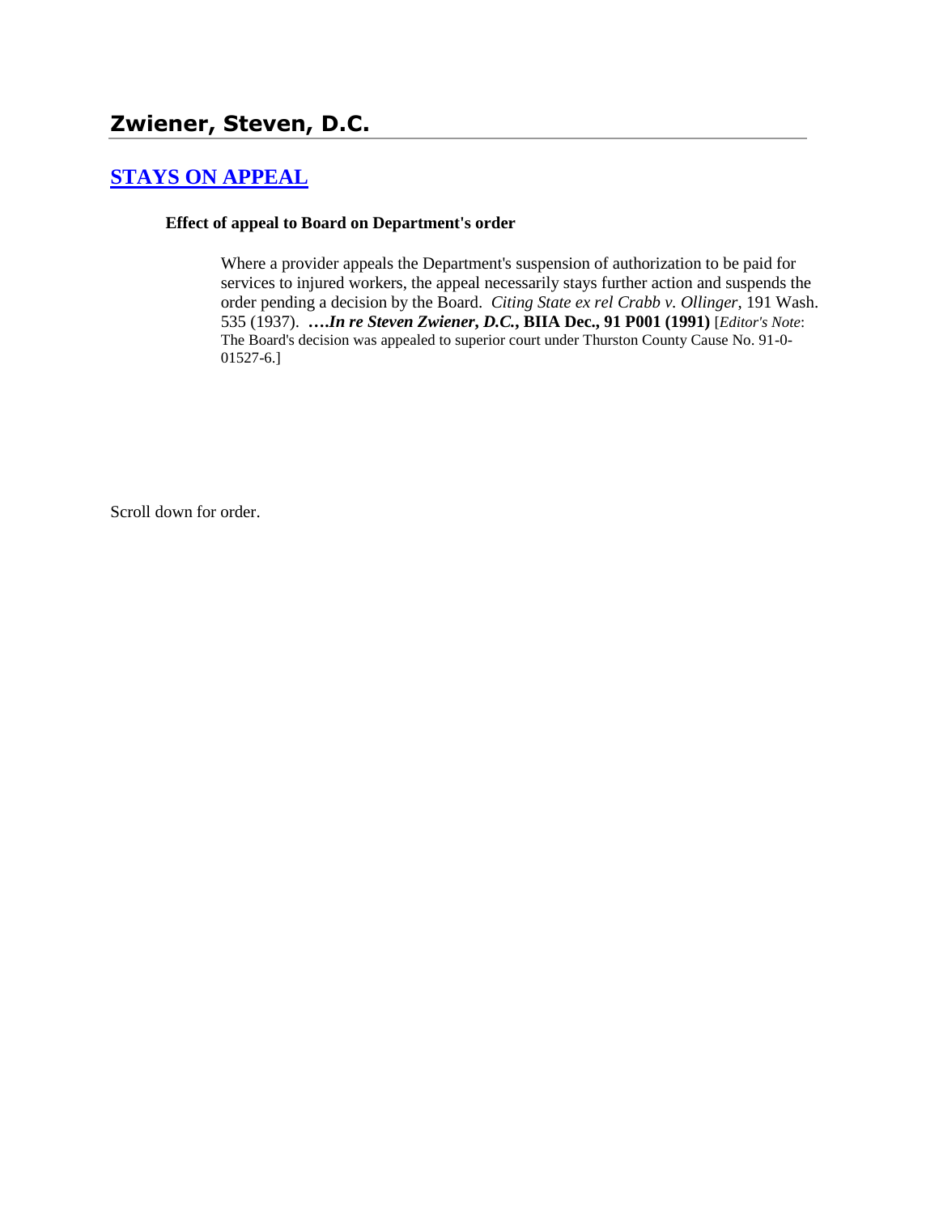## Zwiener, Steven, D.C.

### [STAYS ON APPEAL]

**Effect of appeal to Board on Department's order**

Where a provider appeals the Department's suspension of authorization to be paid for services to injured workers, the appeal necessarily stays further action and suspends the order pending a decision by the Board. *Citing State ex rel Crabb v. Ollinger*, 191 Wash. 535 (1937). **….*In re Steven Zwiener, D.C.*, BIIA Dec., 91 P001 (1991)** [*Editor's Note*: The Board's decision was appealed to superior court under Thurston County Cause No. 91-0-01527-6.]

Scroll down for order.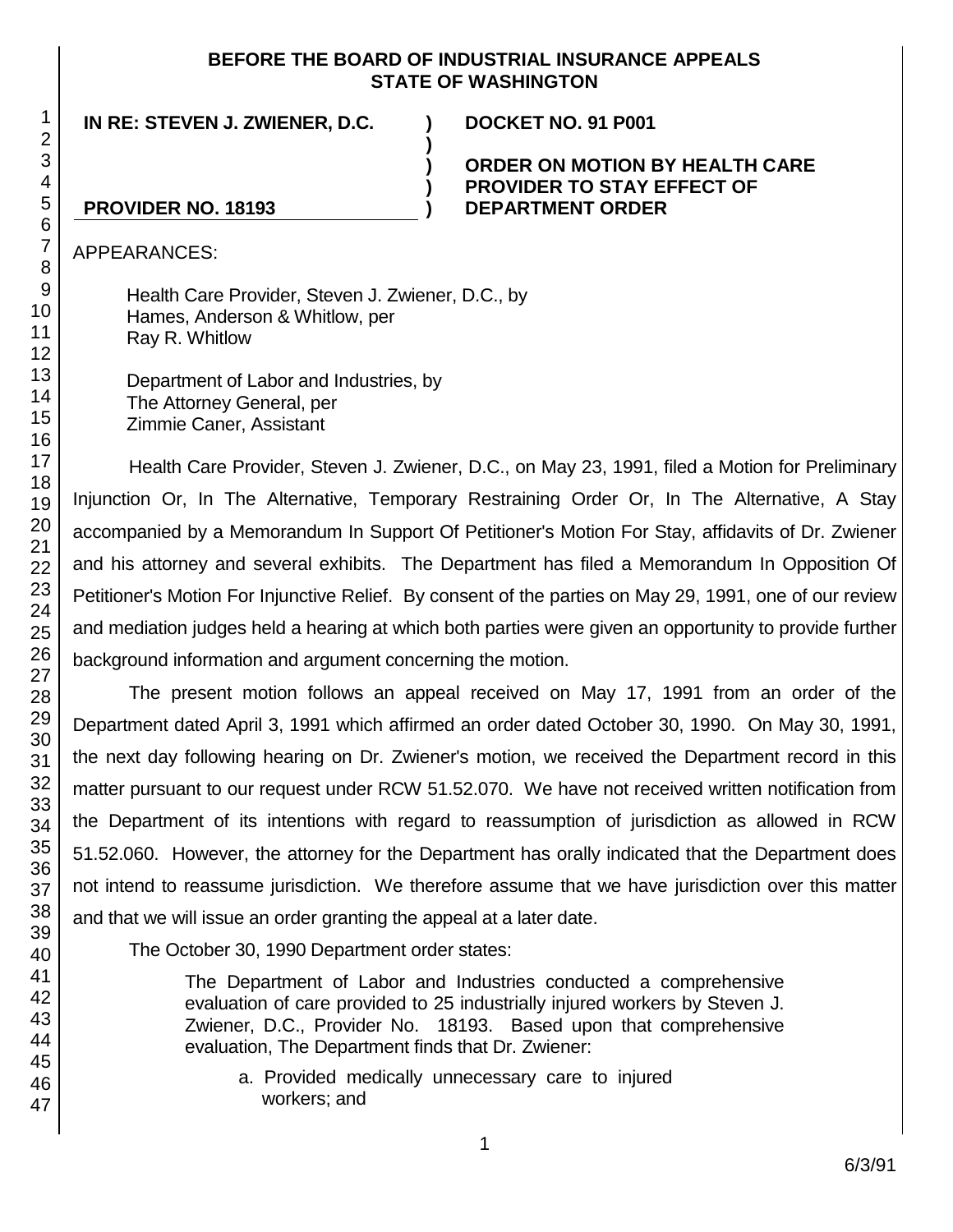**BEFORE THE BOARD OF INDUSTRIAL INSURANCE APPEALS**
**STATE OF WASHINGTON**

| | | |
|---|---|---|
| **IN RE: STEVEN J. ZWIENER, D.C.** | **)** | **DOCKET NO. 91 P001** |
| | **)** | |
| | **)** | **ORDER ON MOTION BY HEALTH CARE PROVIDER TO STAY EFFECT OF DEPARTMENT ORDER** |
| **PROVIDER NO. 18193** | **)** | |

APPEARANCES:

Health Care Provider, Steven J. Zwiener, D.C., by
Hames, Anderson & Whitlow, per
Ray R. Whitlow

Department of Labor and Industries, by
The Attorney General, per
Zimmie Caner, Assistant

Health Care Provider, Steven J. Zwiener, D.C., on May 23, 1991, filed a Motion for Preliminary Injunction Or, In The Alternative, Temporary Restraining Order Or, In The Alternative, A Stay accompanied by a Memorandum In Support Of Petitioner's Motion For Stay, affidavits of Dr. Zwiener and his attorney and several exhibits. The Department has filed a Memorandum In Opposition Of Petitioner's Motion For Injunctive Relief. By consent of the parties on May 29, 1991, one of our review and mediation judges held a hearing at which both parties were given an opportunity to provide further background information and argument concerning the motion.

The present motion follows an appeal received on May 17, 1991 from an order of the Department dated April 3, 1991 which affirmed an order dated October 30, 1990. On May 30, 1991, the next day following hearing on Dr. Zwiener's motion, we received the Department record in this matter pursuant to our request under RCW 51.52.070. We have not received written notification from the Department of its intentions with regard to reassumption of jurisdiction as allowed in RCW 51.52.060. However, the attorney for the Department has orally indicated that the Department does not intend to reassume jurisdiction. We therefore assume that we have jurisdiction over this matter and that we will issue an order granting the appeal at a later date.

The October 30, 1990 Department order states:

> The Department of Labor and Industries conducted a comprehensive evaluation of care provided to 25 industrially injured workers by Steven J. Zwiener, D.C., Provider No. 18193. Based upon that comprehensive evaluation, The Department finds that Dr. Zwiener:
>
> a. Provided medically unnecessary care to injured workers; and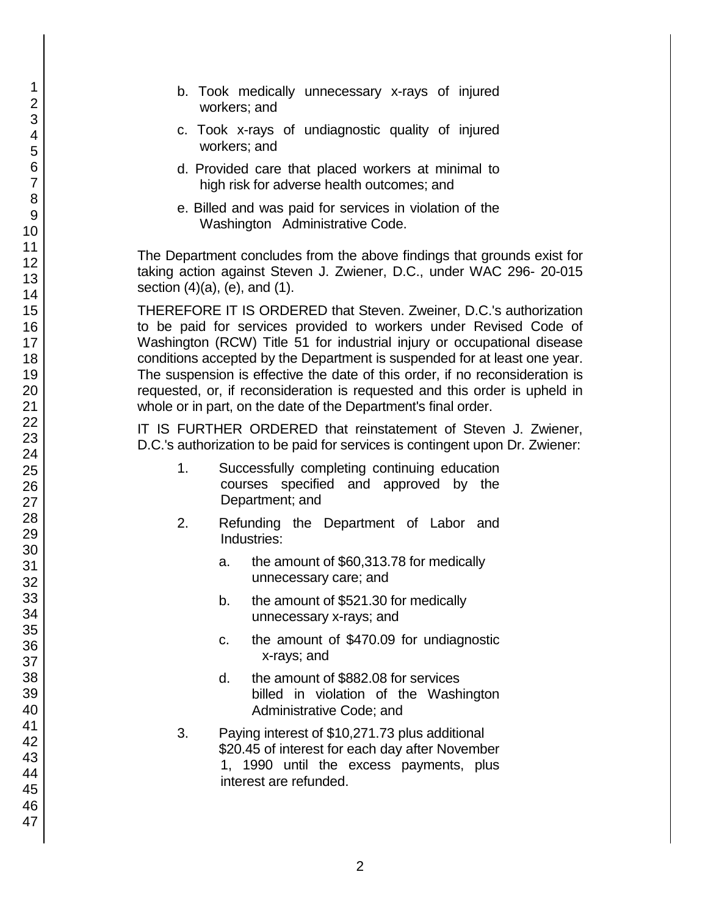b. Took medically unnecessary x-rays of injured workers; and

c. Took x-rays of undiagnostic quality of injured workers; and

d. Provided care that placed workers at minimal to high risk for adverse health outcomes; and

e. Billed and was paid for services in violation of the Washington Administrative Code.

The Department concludes from the above findings that grounds exist for taking action against Steven J. Zwiener, D.C., under WAC 296- 20-015 section (4)(a), (e), and (1).

THEREFORE IT IS ORDERED that Steven. Zweiner, D.C.'s authorization to be paid for services provided to workers under Revised Code of Washington (RCW) Title 51 for industrial injury or occupational disease conditions accepted by the Department is suspended for at least one year. The suspension is effective the date of this order, if no reconsideration is requested, or, if reconsideration is requested and this order is upheld in whole or in part, on the date of the Department's final order.

IT IS FURTHER ORDERED that reinstatement of Steven J. Zwiener, D.C.'s authorization to be paid for services is contingent upon Dr. Zwiener:

1. Successfully completing continuing education courses specified and approved by the Department; and

2. Refunding the Department of Labor and Industries:

   a. the amount of $60,313.78 for medically unnecessary care; and

   b. the amount of $521.30 for medically unnecessary x-rays; and

   c. the amount of $470.09 for undiagnostic x-rays; and

   d. the amount of $882.08 for services billed in violation of the Washington Administrative Code; and

3. Paying interest of $10,271.73 plus additional $20.45 of interest for each day after November 1, 1990 until the excess payments, plus interest are refunded.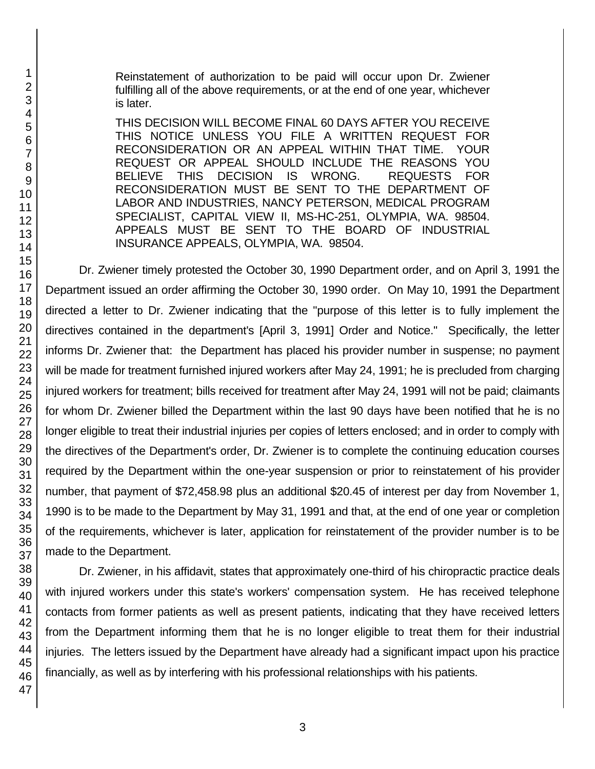> Reinstatement of authorization to be paid will occur upon Dr. Zwiener fulfilling all of the above requirements, or at the end of one year, whichever is later.
>
> THIS DECISION WILL BECOME FINAL 60 DAYS AFTER YOU RECEIVE THIS NOTICE UNLESS YOU FILE A WRITTEN REQUEST FOR RECONSIDERATION OR AN APPEAL WITHIN THAT TIME. YOUR REQUEST OR APPEAL SHOULD INCLUDE THE REASONS YOU BELIEVE THIS DECISION IS WRONG. REQUESTS FOR RECONSIDERATION MUST BE SENT TO THE DEPARTMENT OF LABOR AND INDUSTRIES, NANCY PETERSON, MEDICAL PROGRAM SPECIALIST, CAPITAL VIEW II, MS-HC-251, OLYMPIA, WA. 98504. APPEALS MUST BE SENT TO THE BOARD OF INDUSTRIAL INSURANCE APPEALS, OLYMPIA, WA. 98504.

Dr. Zwiener timely protested the October 30, 1990 Department order, and on April 3, 1991 the Department issued an order affirming the October 30, 1990 order. On May 10, 1991 the Department directed a letter to Dr. Zwiener indicating that the "purpose of this letter is to fully implement the directives contained in the department's [April 3, 1991] Order and Notice." Specifically, the letter informs Dr. Zwiener that: the Department has placed his provider number in suspense; no payment will be made for treatment furnished injured workers after May 24, 1991; he is precluded from charging injured workers for treatment; bills received for treatment after May 24, 1991 will not be paid; claimants for whom Dr. Zwiener billed the Department within the last 90 days have been notified that he is no longer eligible to treat their industrial injuries per copies of letters enclosed; and in order to comply with the directives of the Department's order, Dr. Zwiener is to complete the continuing education courses required by the Department within the one-year suspension or prior to reinstatement of his provider number, that payment of $72,458.98 plus an additional $20.45 of interest per day from November 1, 1990 is to be made to the Department by May 31, 1991 and that, at the end of one year or completion of the requirements, whichever is later, application for reinstatement of the provider number is to be made to the Department.

Dr. Zwiener, in his affidavit, states that approximately one-third of his chiropractic practice deals with injured workers under this state's workers' compensation system. He has received telephone contacts from former patients as well as present patients, indicating that they have received letters from the Department informing them that he is no longer eligible to treat them for their industrial injuries. The letters issued by the Department have already had a significant impact upon his practice financially, as well as by interfering with his professional relationships with his patients.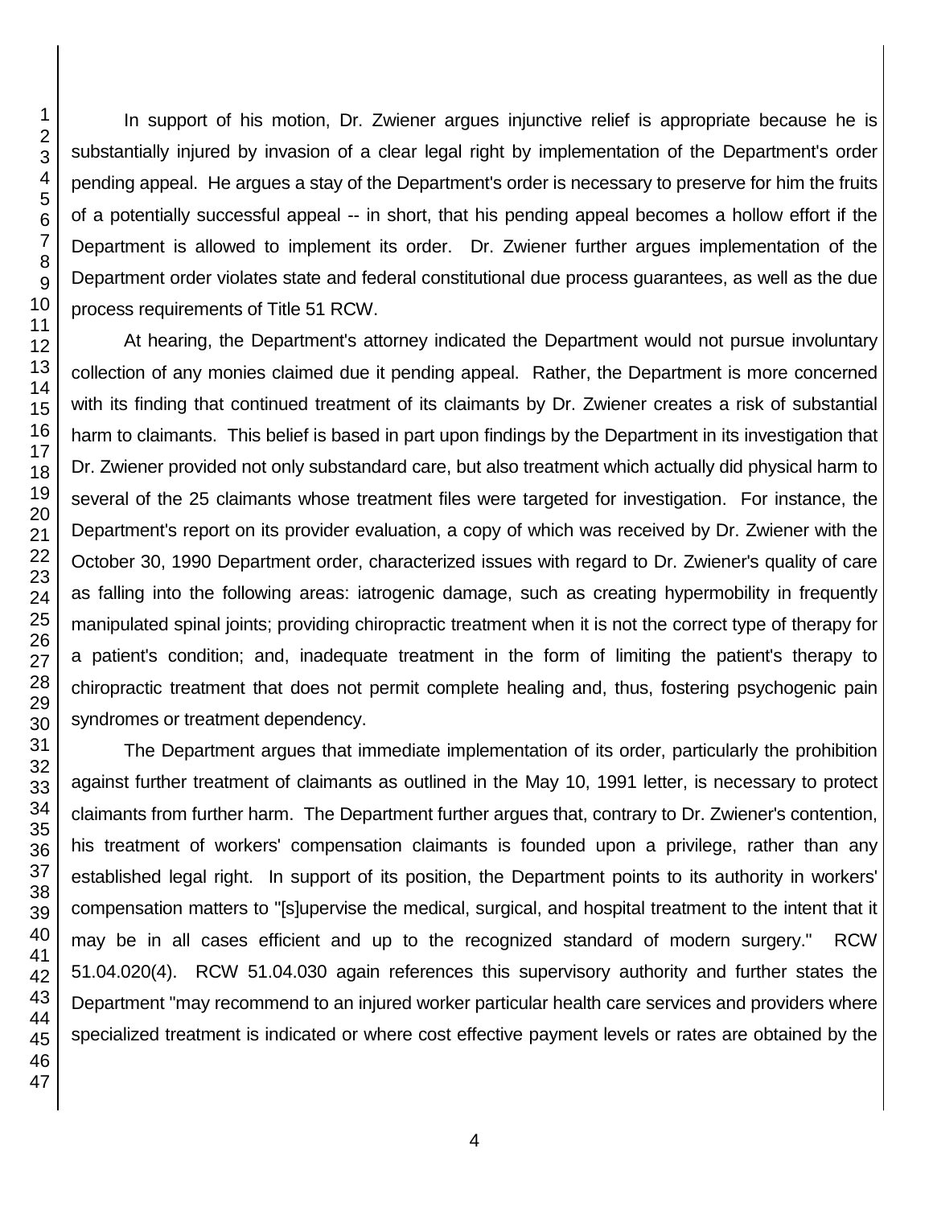In support of his motion, Dr. Zwiener argues injunctive relief is appropriate because he is substantially injured by invasion of a clear legal right by implementation of the Department's order pending appeal. He argues a stay of the Department's order is necessary to preserve for him the fruits of a potentially successful appeal -- in short, that his pending appeal becomes a hollow effort if the Department is allowed to implement its order. Dr. Zwiener further argues implementation of the Department order violates state and federal constitutional due process guarantees, as well as the due process requirements of Title 51 RCW.

At hearing, the Department's attorney indicated the Department would not pursue involuntary collection of any monies claimed due it pending appeal. Rather, the Department is more concerned with its finding that continued treatment of its claimants by Dr. Zwiener creates a risk of substantial harm to claimants. This belief is based in part upon findings by the Department in its investigation that Dr. Zwiener provided not only substandard care, but also treatment which actually did physical harm to several of the 25 claimants whose treatment files were targeted for investigation. For instance, the Department's report on its provider evaluation, a copy of which was received by Dr. Zwiener with the October 30, 1990 Department order, characterized issues with regard to Dr. Zwiener's quality of care as falling into the following areas: iatrogenic damage, such as creating hypermobility in frequently manipulated spinal joints; providing chiropractic treatment when it is not the correct type of therapy for a patient's condition; and, inadequate treatment in the form of limiting the patient's therapy to chiropractic treatment that does not permit complete healing and, thus, fostering psychogenic pain syndromes or treatment dependency.

The Department argues that immediate implementation of its order, particularly the prohibition against further treatment of claimants as outlined in the May 10, 1991 letter, is necessary to protect claimants from further harm. The Department further argues that, contrary to Dr. Zwiener's contention, his treatment of workers' compensation claimants is founded upon a privilege, rather than any established legal right. In support of its position, the Department points to its authority in workers' compensation matters to "[s]upervise the medical, surgical, and hospital treatment to the intent that it may be in all cases efficient and up to the recognized standard of modern surgery." RCW 51.04.020(4). RCW 51.04.030 again references this supervisory authority and further states the Department "may recommend to an injured worker particular health care services and providers where specialized treatment is indicated or where cost effective payment levels or rates are obtained by the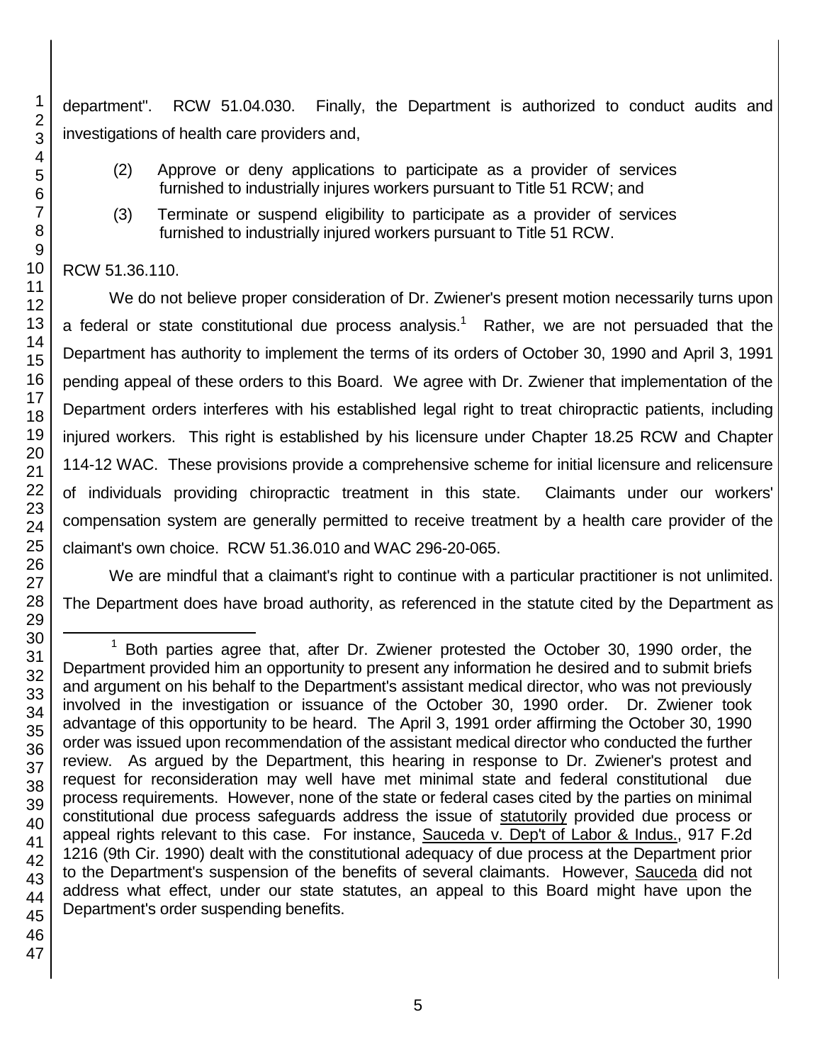department". RCW 51.04.030. Finally, the Department is authorized to conduct audits and investigations of health care providers and,

> (2) Approve or deny applications to participate as a provider of services furnished to industrially injures workers pursuant to Title 51 RCW; and
>
> (3) Terminate or suspend eligibility to participate as a provider of services furnished to industrially injured workers pursuant to Title 51 RCW.

RCW 51.36.110.

We do not believe proper consideration of Dr. Zwiener's present motion necessarily turns upon a federal or state constitutional due process analysis.[1] Rather, we are not persuaded that the Department has authority to implement the terms of its orders of October 30, 1990 and April 3, 1991 pending appeal of these orders to this Board. We agree with Dr. Zwiener that implementation of the Department orders interferes with his established legal right to treat chiropractic patients, including injured workers. This right is established by his licensure under Chapter 18.25 RCW and Chapter 114-12 WAC. These provisions provide a comprehensive scheme for initial licensure and relicensure of individuals providing chiropractic treatment in this state. Claimants under our workers' compensation system are generally permitted to receive treatment by a health care provider of the claimant's own choice. RCW 51.36.010 and WAC 296-20-065.

We are mindful that a claimant's right to continue with a particular practitioner is not unlimited. The Department does have broad authority, as referenced in the statute cited by the Department as

---

[1] Both parties agree that, after Dr. Zwiener protested the October 30, 1990 order, the Department provided him an opportunity to present any information he desired and to submit briefs and argument on his behalf to the Department's assistant medical director, who was not previously involved in the investigation or issuance of the October 30, 1990 order. Dr. Zwiener took advantage of this opportunity to be heard. The April 3, 1991 order affirming the October 30, 1990 order was issued upon recommendation of the assistant medical director who conducted the further review. As argued by the Department, this hearing in response to Dr. Zwiener's protest and request for reconsideration may well have met minimal state and federal constitutional due process requirements. However, none of the state or federal cases cited by the parties on minimal constitutional due process safeguards address the issue of statutorily provided due process or appeal rights relevant to this case. For instance, Sauceda v. Dep't of Labor & Indus., 917 F.2d 1216 (9th Cir. 1990) dealt with the constitutional adequacy of due process at the Department prior to the Department's suspension of the benefits of several claimants. However, Sauceda did not address what effect, under our state statutes, an appeal to this Board might have upon the Department's order suspending benefits.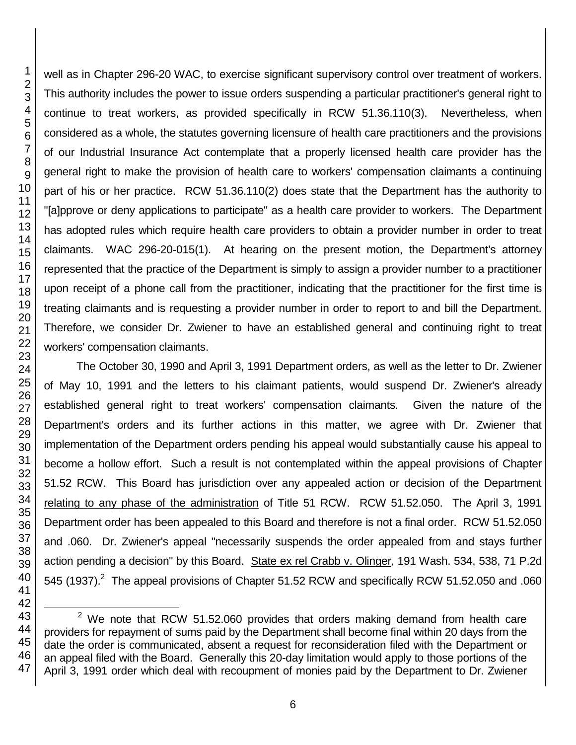well as in Chapter 296-20 WAC, to exercise significant supervisory control over treatment of workers. This authority includes the power to issue orders suspending a particular practitioner's general right to continue to treat workers, as provided specifically in RCW 51.36.110(3). Nevertheless, when considered as a whole, the statutes governing licensure of health care practitioners and the provisions of our Industrial Insurance Act contemplate that a properly licensed health care provider has the general right to make the provision of health care to workers' compensation claimants a continuing part of his or her practice. RCW 51.36.110(2) does state that the Department has the authority to "[a]pprove or deny applications to participate" as a health care provider to workers. The Department has adopted rules which require health care providers to obtain a provider number in order to treat claimants. WAC 296-20-015(1). At hearing on the present motion, the Department's attorney represented that the practice of the Department is simply to assign a provider number to a practitioner upon receipt of a phone call from the practitioner, indicating that the practitioner for the first time is treating claimants and is requesting a provider number in order to report to and bill the Department. Therefore, we consider Dr. Zwiener to have an established general and continuing right to treat workers' compensation claimants.

The October 30, 1990 and April 3, 1991 Department orders, as well as the letter to Dr. Zwiener of May 10, 1991 and the letters to his claimant patients, would suspend Dr. Zwiener's already established general right to treat workers' compensation claimants. Given the nature of the Department's orders and its further actions in this matter, we agree with Dr. Zwiener that implementation of the Department orders pending his appeal would substantially cause his appeal to become a hollow effort. Such a result is not contemplated within the appeal provisions of Chapter 51.52 RCW. This Board has jurisdiction over any appealed action or decision of the Department relating to any phase of the administration of Title 51 RCW. RCW 51.52.050. The April 3, 1991 Department order has been appealed to this Board and therefore is not a final order. RCW 51.52.050 and .060. Dr. Zwiener's appeal "necessarily suspends the order appealed from and stays further action pending a decision" by this Board. State ex rel Crabb v. Olinger, 191 Wash. 534, 538, 71 P.2d 545 (1937).[2] The appeal provisions of Chapter 51.52 RCW and specifically RCW 51.52.050 and .060

[2] We note that RCW 51.52.060 provides that orders making demand from health care providers for repayment of sums paid by the Department shall become final within 20 days from the date the order is communicated, absent a request for reconsideration filed with the Department or an appeal filed with the Board. Generally this 20-day limitation would apply to those portions of the April 3, 1991 order which deal with recoupment of monies paid by the Department to Dr. Zwiener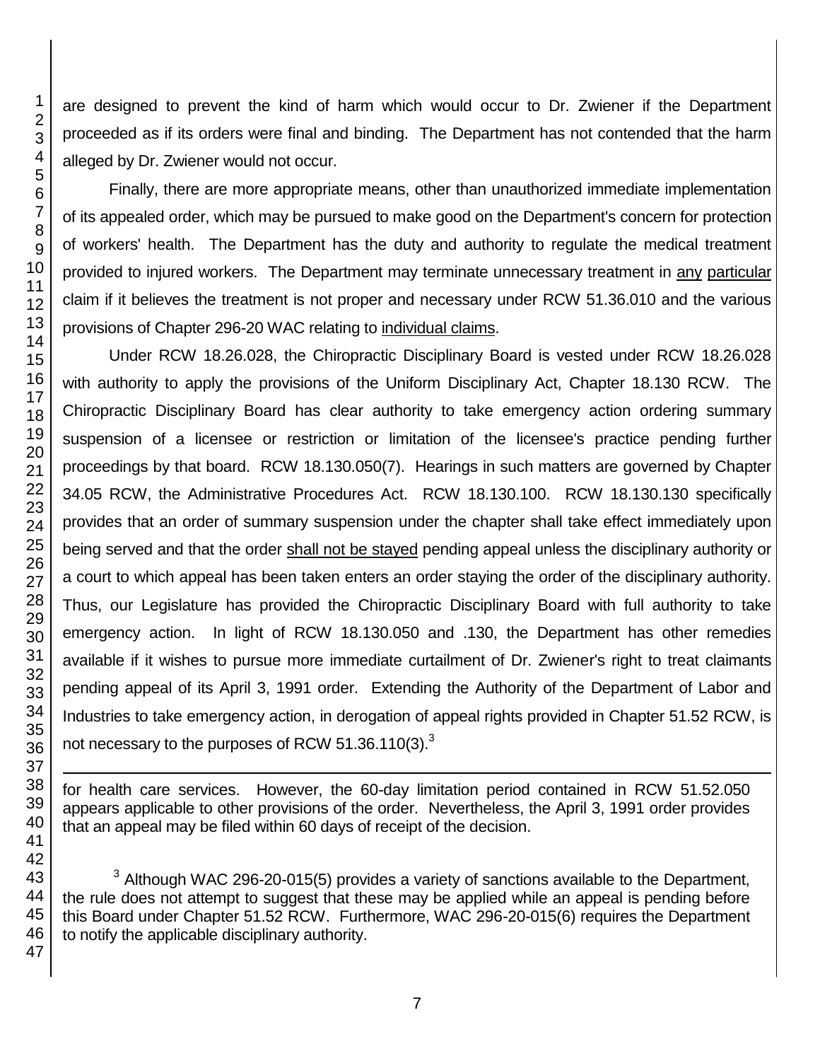are designed to prevent the kind of harm which would occur to Dr. Zwiener if the Department proceeded as if its orders were final and binding. The Department has not contended that the harm alleged by Dr. Zwiener would not occur.

Finally, there are more appropriate means, other than unauthorized immediate implementation of its appealed order, which may be pursued to make good on the Department's concern for protection of workers' health. The Department has the duty and authority to regulate the medical treatment provided to injured workers. The Department may terminate unnecessary treatment in <u>any</u> <u>particular</u> claim if it believes the treatment is not proper and necessary under RCW 51.36.010 and the various provisions of Chapter 296-20 WAC relating to <u>individual claims</u>.

Under RCW 18.26.028, the Chiropractic Disciplinary Board is vested under RCW 18.26.028 with authority to apply the provisions of the Uniform Disciplinary Act, Chapter 18.130 RCW. The Chiropractic Disciplinary Board has clear authority to take emergency action ordering summary suspension of a licensee or restriction or limitation of the licensee's practice pending further proceedings by that board. RCW 18.130.050(7). Hearings in such matters are governed by Chapter 34.05 RCW, the Administrative Procedures Act. RCW 18.130.100. RCW 18.130.130 specifically provides that an order of summary suspension under the chapter shall take effect immediately upon being served and that the order <u>shall not be stayed</u> pending appeal unless the disciplinary authority or a court to which appeal has been taken enters an order staying the order of the disciplinary authority. Thus, our Legislature has provided the Chiropractic Disciplinary Board with full authority to take emergency action. In light of RCW 18.130.050 and .130, the Department has other remedies available if it wishes to pursue more immediate curtailment of Dr. Zwiener's right to treat claimants pending appeal of its April 3, 1991 order. Extending the Authority of the Department of Labor and Industries to take emergency action, in derogation of appeal rights provided in Chapter 51.52 RCW, is not necessary to the purposes of RCW 51.36.110(3).[3]

---

for health care services. However, the 60-day limitation period contained in RCW 51.52.050 appears applicable to other provisions of the order. Nevertheless, the April 3, 1991 order provides that an appeal may be filed within 60 days of receipt of the decision.

[3] Although WAC 296-20-015(5) provides a variety of sanctions available to the Department, the rule does not attempt to suggest that these may be applied while an appeal is pending before this Board under Chapter 51.52 RCW. Furthermore, WAC 296-20-015(6) requires the Department to notify the applicable disciplinary authority.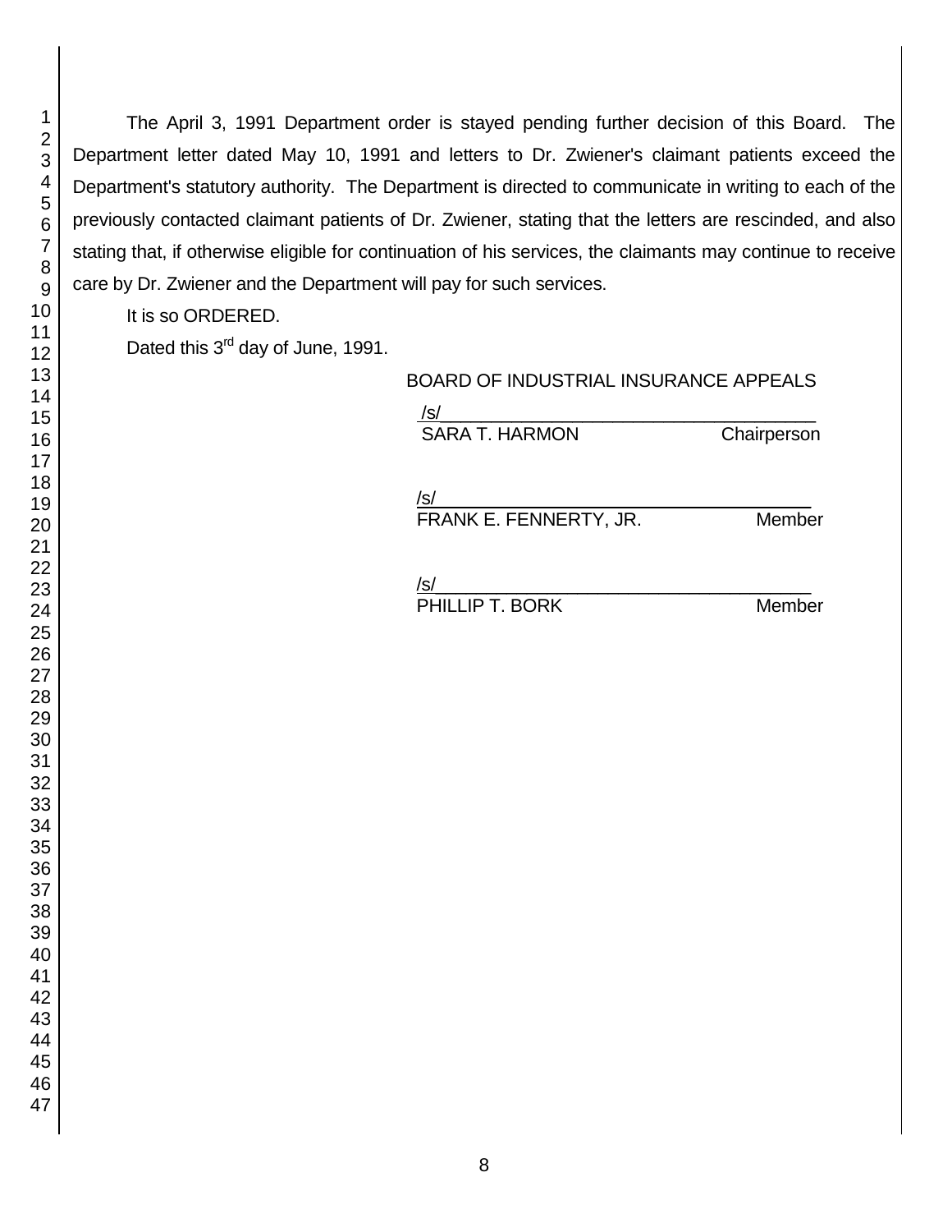The April 3, 1991 Department order is stayed pending further decision of this Board. The Department letter dated May 10, 1991 and letters to Dr. Zwiener's claimant patients exceed the Department's statutory authority. The Department is directed to communicate in writing to each of the previously contacted claimant patients of Dr. Zwiener, stating that the letters are rescinded, and also stating that, if otherwise eligible for continuation of his services, the claimants may continue to receive care by Dr. Zwiener and the Department will pay for such services.

It is so ORDERED.

Dated this 3rd day of June, 1991.

BOARD OF INDUSTRIAL INSURANCE APPEALS

/s/
SARA T. HARMON Chairperson

/s/
FRANK E. FENNERTY, JR. Member

/s/
PHILLIP T. BORK Member